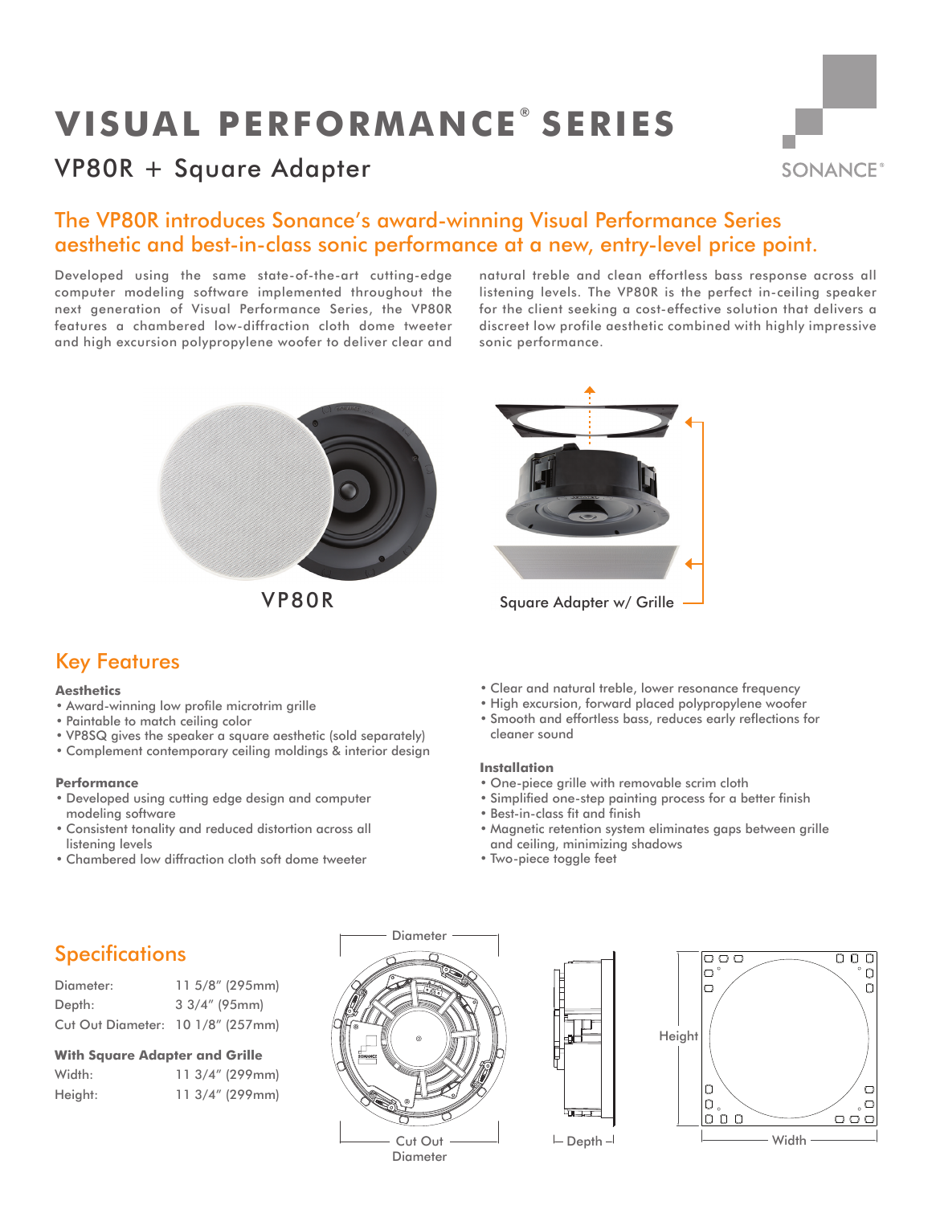# VISUAL PERFORMANCE® SERIES

## VP80R + Square Adapter

SONANCE®

### The VP80R introduces Sonance's award-winning Visual Performance Series aesthetic and best-in-class sonic performance at a new, entry-level price point.

Developed using the same state-of-the-art cutting-edge computer modeling software implemented throughout the next generation of Visual Performance Series, the VP80R features a chambered low-diffraction cloth dome tweeter and high excursion polypropylene woofer to deliver clear and natural treble and clean effortless bass response across all listening levels. The VP80R is the perfect in-ceiling speaker for the client seeking a cost-effective solution that delivers a discreet low profile aesthetic combined with highly impressive sonic performance.

VP80R

Square Adapter w/ Grille

## Key Features

**Aesthetics**

- Award-winning low profile microtrim grille
- Paintable to match ceiling color
- VP8SQ gives the speaker a square aesthetic (sold separately)
- Complement contemporary ceiling moldings & interior design

**Performance**

- Developed using cutting edge design and computer modeling software
- Consistent tonality and reduced distortion across all listening levels
- Chambered low diffraction cloth soft dome tweeter
- Clear and natural treble, lower resonance frequency
- High excursion, forward placed polypropylene woofer
- Smooth and effortless bass, reduces early reflections for cleaner sound

**Installation**

- One-piece grille with removable scrim cloth
- Simplified one-step painting process for a better finish
- Best-in-class fit and finish
- Magnetic retention system eliminates gaps between grille and ceiling, minimizing shadows
- Two-piece toggle feet

## Specifications

| | |
|---|---|
| Diameter: | 11 5/8" (295mm) |
| Depth: | 3 3/4" (95mm) |
| Cut Out Diameter: | 10 1/8" (257mm) |

**With Square Adapter and Grille**

| | |
|---|---|
| Width: | 11 3/4" (299mm) |
| Height: | 11 3/4" (299mm) |

Diameter

Cut Out Diameter

Depth

Height

Width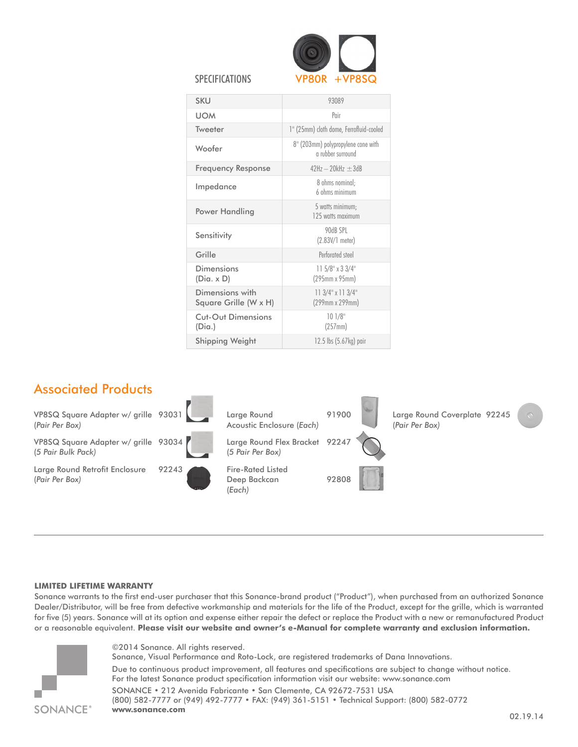## SPECIFICATIONS

VP80R +VP8SQ

| | |
|---|---|
| SKU | 93089 |
| UOM | Pair |
| Tweeter | 1" (25mm) cloth dome, Ferrofluid-cooled |
| Woofer | 8" (203mm) polypropylene cone with a rubber surround |
| Frequency Response | 42Hz – 20kHz ±3dB |
| Impedance | 8 ohms nominal; 6 ohms minimum |
| Power Handling | 5 watts minimum; 125 watts maximum |
| Sensitivity | 90dB SPL (2.83V/1 meter) |
| Grille | Perforated steel |
| Dimensions (Dia. x D) | 11 5/8" x 3 3/4" (295mm x 95mm) |
| Dimensions with Square Grille (W x H) | 11 3/4" x 11 3/4" (299mm x 299mm) |
| Cut-Out Dimensions (Dia.) | 10 1/8" (257mm) |
| Shipping Weight | 12.5 lbs (5.67kg) pair |

## Associated Products

VP8SQ Square Adapter w/ grille *(Pair Per Box)* 93031

VP8SQ Square Adapter w/ grille *(5 Pair Bulk Pack)* 93034

Large Round Retrofit Enclosure *(Pair Per Box)* 92243

Large Round Acoustic Enclosure *(Each)* 91900

Large Round Flex Bracket *(5 Pair Per Box)* 92247

Fire-Rated Listed Deep Backcan *(Each)* 92808

Large Round Coverplate *(Pair Per Box)* 92245

**LIMITED LIFETIME WARRANTY**

Sonance warrants to the first end-user purchaser that this Sonance-brand product ("Product"), when purchased from an authorized Sonance Dealer/Distributor, will be free from defective workmanship and materials for the life of the Product, except for the grille, which is warranted for five (5) years. Sonance will at its option and expense either repair the defect or replace the Product with a new or remanufactured Product or a reasonable equivalent. **Please visit our website and owner's e-Manual for complete warranty and exclusion information.**

SONANCE®

©2014 Sonance. All rights reserved.
Sonance, Visual Performance and Roto-Lock, are registered trademarks of Dana Innovations.

Due to continuous product improvement, all features and specifications are subject to change without notice.
For the latest Sonance product specification information visit our website: www.sonance.com

SONANCE • 212 Avenida Fabricante • San Clemente, CA 92672-7531 USA
(800) 582-7777 or (949) 492-7777 • FAX: (949) 361-5151 • Technical Support: (800) 582-0772
**www.sonance.com**

02.19.14